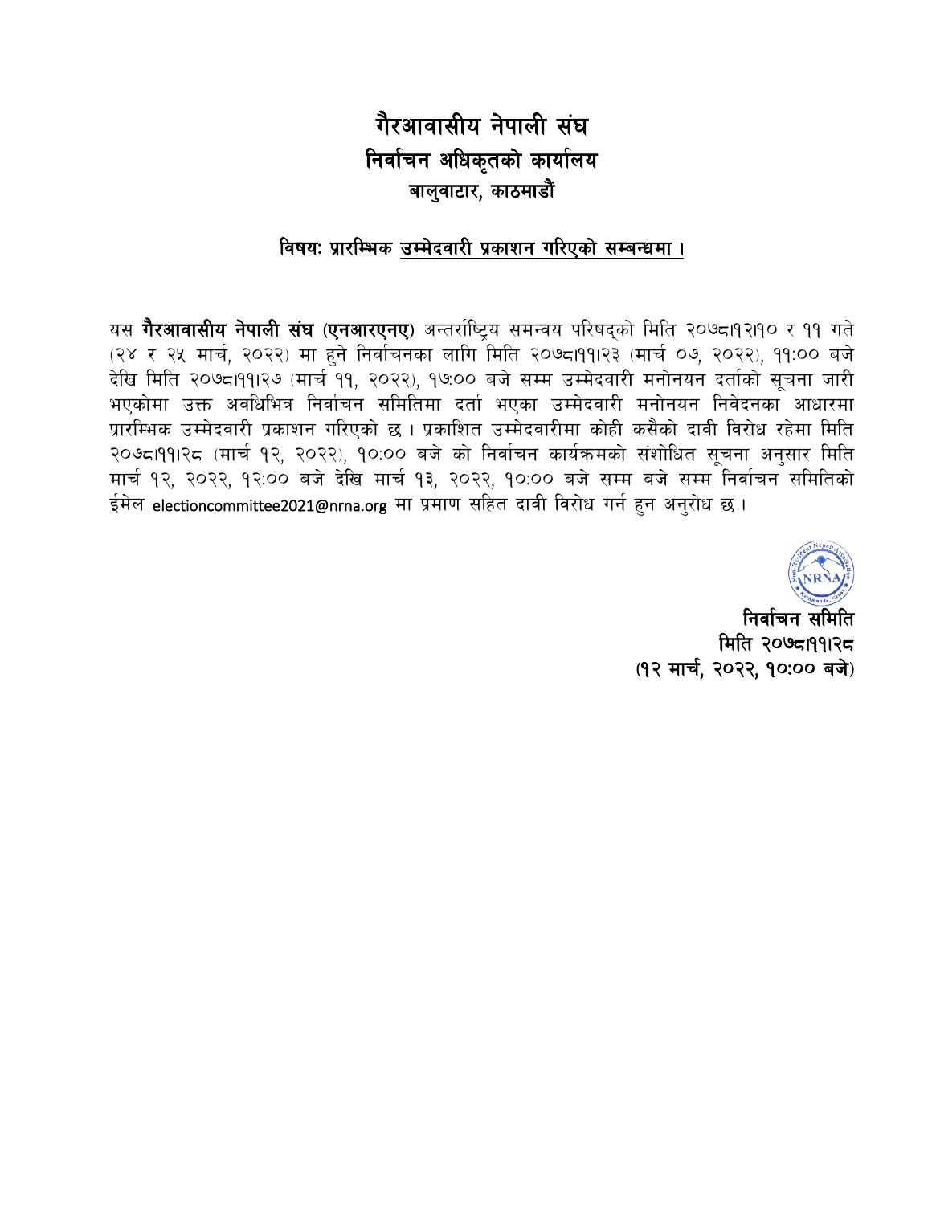# गैरआवासीय नेपाली संघ
## निर्वाचन अधिकृतको कार्यालय
### बालुवाटार, काठमाडौं

**विषयः प्रारम्भिक उम्मेदवारी प्रकाशन गरिएको सम्बन्धमा ।**

यस **गैरआवासीय नेपाली संघ (एनआरएनए)** अन्तर्राष्ट्रिय समन्वय परिषद्को मिति २०७८।१२।१० र ११ गते (२४ र २५ मार्च, २०२२) मा हुने निर्वाचनका लागि मिति २०७८।११।२३ (मार्च ०७, २०२२), ११:०० बजे देखि मिति २०७८।११।२७ (मार्च ११, २०२२), १७:०० बजे सम्म उम्मेदवारी मनोनयन दर्ताको सूचना जारी भएकोमा उक्त अवधिभित्र निर्वाचन समितिमा दर्ता भएका उम्मेदवारी मनोनयन निवेदनका आधारमा प्रारम्भिक उम्मेदवारी प्रकाशन गरिएको छ । प्रकाशित उम्मेदवारीमा कोही कसैको दावी विरोध रहेमा मिति २०७८।११।२८ (मार्च १२, २०२२), १०:०० बजे को निर्वाचन कार्यक्रमको संशोधित सूचना अनुसार मिति मार्च १२, २०२२, १२:०० बजे देखि मार्च १३, २०२२, १०:०० बजे सम्म बजे सम्म निर्वाचन समितिको ईमेल electioncommittee2021@nrna.org मा प्रमाण सहित दावी विरोध गर्न हुन अनुरोध छ ।

**निर्वाचन समिति**
**मिति २०७८।११।२८**
**(१२ मार्च, २०२२, १०:०० बजे)**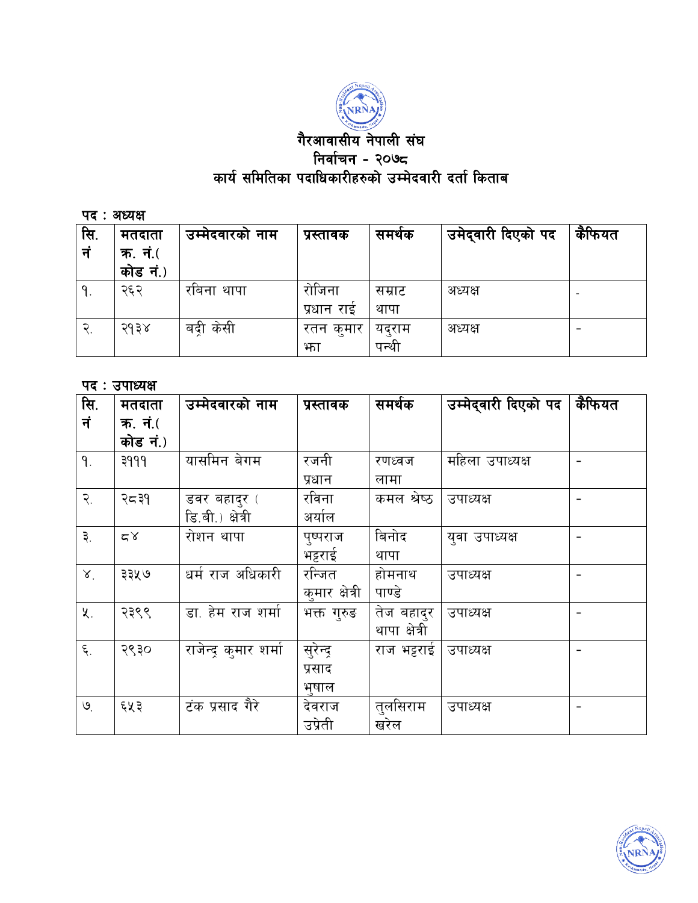# गैरआवासीय नेपाली संघ
## निर्वाचन - २०७८
## कार्य समितिका पदाधिकारीहरुको उम्मेदवारी दर्ता किताब

**पद : अध्यक्ष**

| सि. नं | मतदाता क्र. नं.( कोड नं.) | उम्मेदवारको नाम | प्रस्तावक | समर्थक | उमेद्वारी दिएको पद | कैफियत |
|---|---|---|---|---|---|---|
| १. | २६२ | रबिना थापा | रोजिना प्रधान राई | सम्राट थापा | अध्यक्ष | - |
| २. | २१३४ | बद्री केसी | रतन कुमार झा | यदुराम पन्थी | अध्यक्ष | - |

**पद : उपाध्यक्ष**

| सि. नं | मतदाता क्र. नं.( कोड नं.) | उम्मेदवारको नाम | प्रस्तावक | समर्थक | उम्मेद्वारी दिएको पद | कैफियत |
|---|---|---|---|---|---|---|
| १. | ३१११ | यासमिन बेगम | रजनी प्रधान | रणध्वज लामा | महिला उपाध्यक्ष | - |
| २. | २८३१ | डवर बहादुर ( डि.बी.) क्षेत्री | रविना अर्याल | कमल श्रेष्ठ | उपाध्यक्ष | - |
| ३. | ८४ | रोशन थापा | पुष्पराज भट्टराई | बिनोद थापा | युवा उपाध्यक्ष | - |
| ४. | ३३५७ | धर्म राज अधिकारी | रन्जित कुमार क्षेत्री | होमनाथ पाण्डे | उपाध्यक्ष | - |
| ५. | २३९९ | डा. हेम राज शर्मा | भक्त गुरुङ | तेज बहादुर थापा क्षेत्री | उपाध्यक्ष | - |
| ६. | २९३० | राजेन्द्र कुमार शर्मा | सुरेन्द्र प्रसाद भुषाल | राज भट्टराई | उपाध्यक्ष | - |
| ७. | ६५३ | टंक प्रसाद गैरे | देवराज उप्रेती | तुलसिराम खरेल | उपाध्यक्ष | - |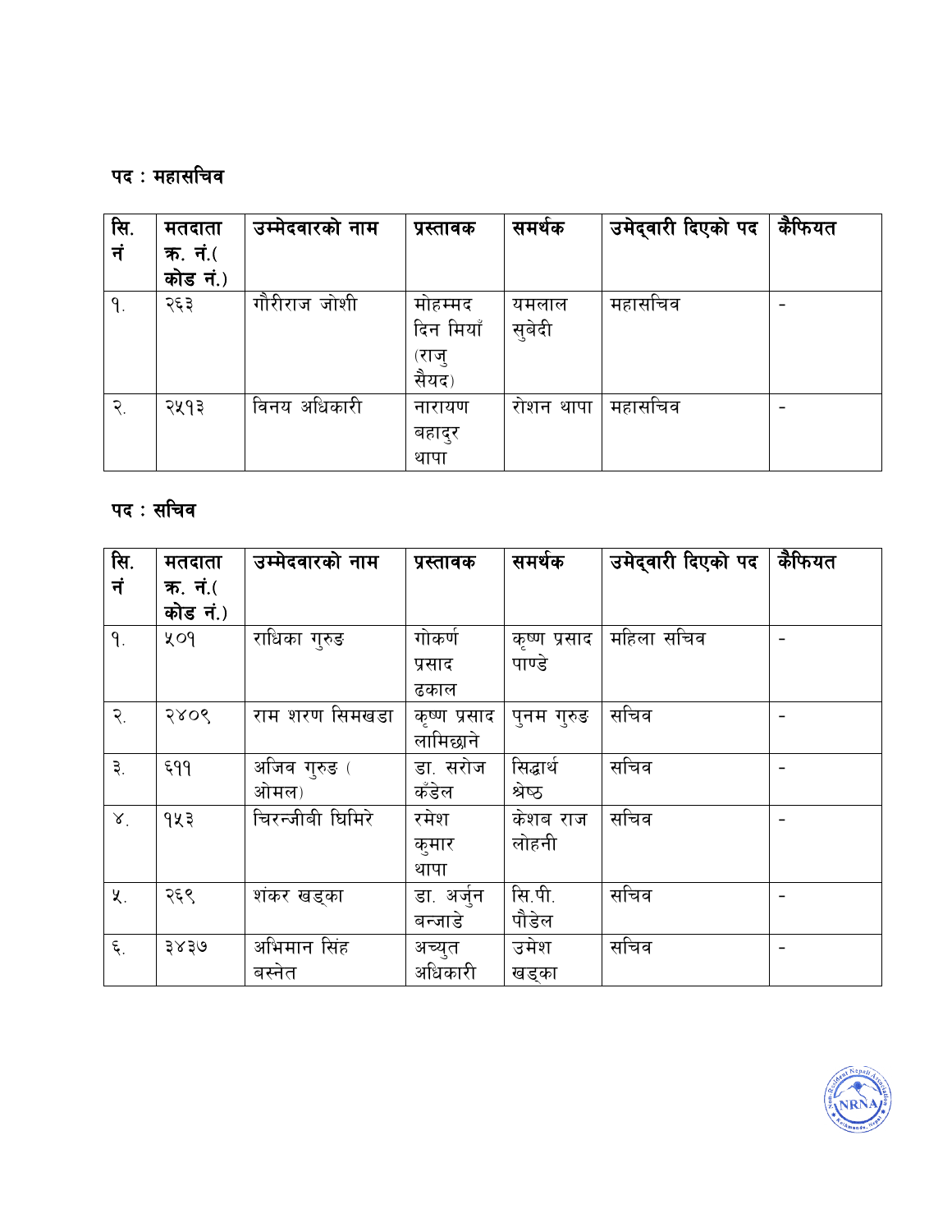**पद : महासचिव**

| सि. नं | मतदाता क्र. नं.( कोड नं.) | उम्मेदवारको नाम | प्रस्तावक | समर्थक | उमेद्वारी दिएको पद | कैफियत |
|---|---|---|---|---|---|---|
| १. | २६३ | गौरीराज जोशी | मोहम्मद दिन मियाँ (राजु सैयद) | यमलाल सुबेदी | महासचिव | - |
| २. | २५१३ | विनय अधिकारी | नारायण बहादुर थापा | रोशन थापा | महासचिव | - |

**पद : सचिव**

| सि. नं | मतदाता क्र. नं.( कोड नं.) | उम्मेदवारको नाम | प्रस्तावक | समर्थक | उमेद्वारी दिएको पद | कैफियत |
|---|---|---|---|---|---|---|
| १. | ५०१ | राधिका गुरुङ | गोकर्ण प्रसाद ढकाल | कृष्ण प्रसाद पाण्डे | महिला सचिव | - |
| २. | २४०९ | राम शरण सिमखडा | कृष्ण प्रसाद लामिछाने | पुनम गुरुङ | सचिव | - |
| ३. | ६११ | अजिव गुरुङ ( ओमल) | डा. सरोज कँडेल | सिद्धार्थ श्रेष्ठ | सचिव | - |
| ४. | १५३ | चिरन्जीवी घिमिरे | रमेश कुमार थापा | केशब राज लोहनी | सचिव | - |
| ५. | २६९ | शंकर खड्का | डा. अर्जुन बन्जाडे | सि.पी. पौडेल | सचिव | - |
| ६. | ३४३७ | अभिमान सिंह बस्नेत | अच्युत अधिकारी | उमेश खड्का | सचिव | - |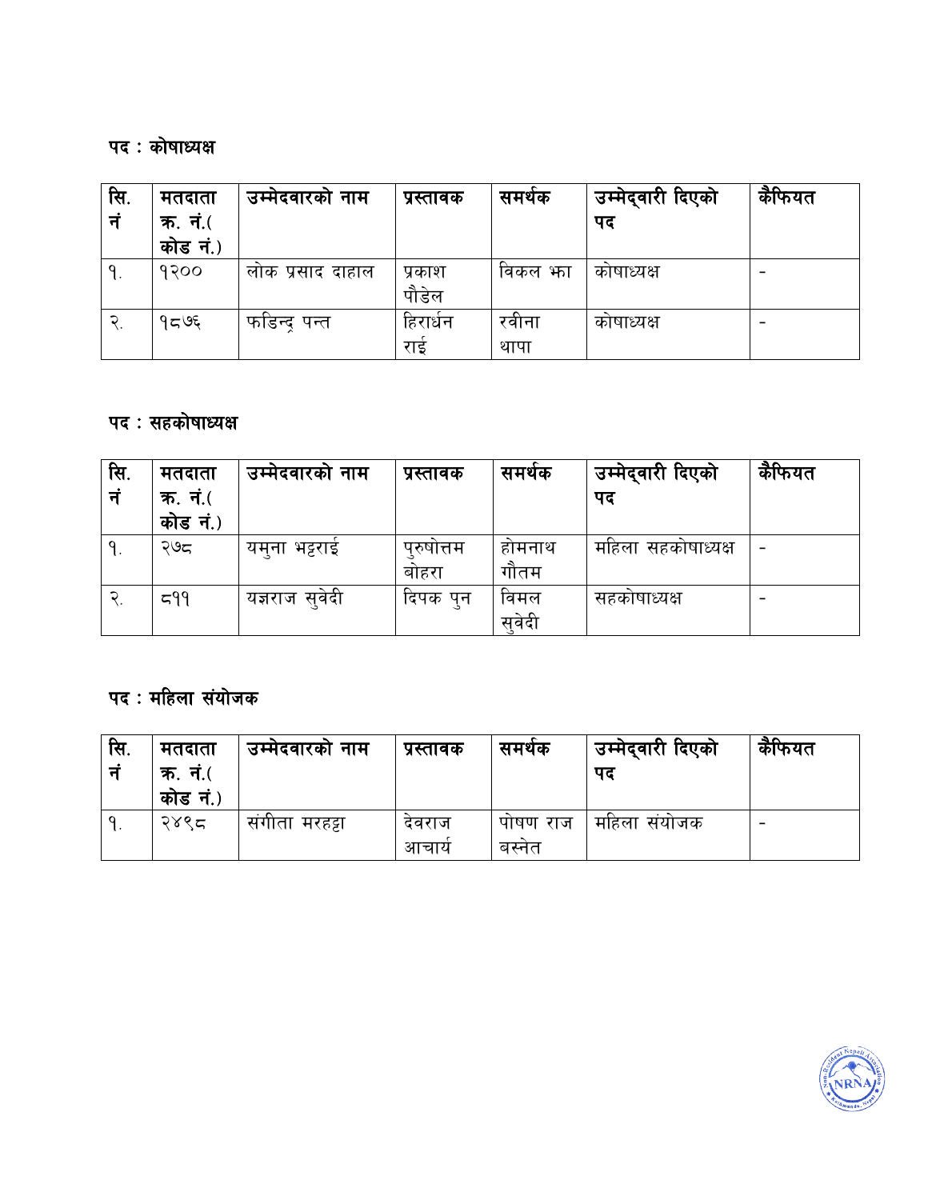### पद : कोषाध्यक्ष

| सि. नं | मतदाता क्र. नं.( कोड नं.) | उम्मेदवारको नाम | प्रस्तावक | समर्थक | उम्मेद्वारी दिएको पद | कैफियत |
|---|---|---|---|---|---|---|
| १. | १२०० | लोक प्रसाद दाहाल | प्रकाश पौडेल | विकल झा | कोषाध्यक्ष | - |
| २. | १८७६ | फडिन्द्र पन्त | हिरार्धन राई | रवीना थापा | कोषाध्यक्ष | - |

### पद : सहकोषाध्यक्ष

| सि. नं | मतदाता क्र. नं.( कोड नं.) | उम्मेदवारको नाम | प्रस्तावक | समर्थक | उम्मेद्वारी दिएको पद | कैफियत |
|---|---|---|---|---|---|---|
| १. | २७८ | यमुना भट्टराई | पुरुषोत्तम बोहरा | होमनाथ गौतम | महिला सहकोषाध्यक्ष | - |
| २. | ८११ | यज्ञराज सुवेदी | दिपक पुन | विमल सुवेदी | सहकोषाध्यक्ष | - |

### पद : महिला संयोजक

| सि. नं | मतदाता क्र. नं.( कोड नं.) | उम्मेदवारको नाम | प्रस्तावक | समर्थक | उम्मेद्वारी दिएको पद | कैफियत |
|---|---|---|---|---|---|---|
| १. | २४९८ | संगीता मरहट्टा | देवराज आचार्य | पोषण राज बस्नेत | महिला संयोजक | - |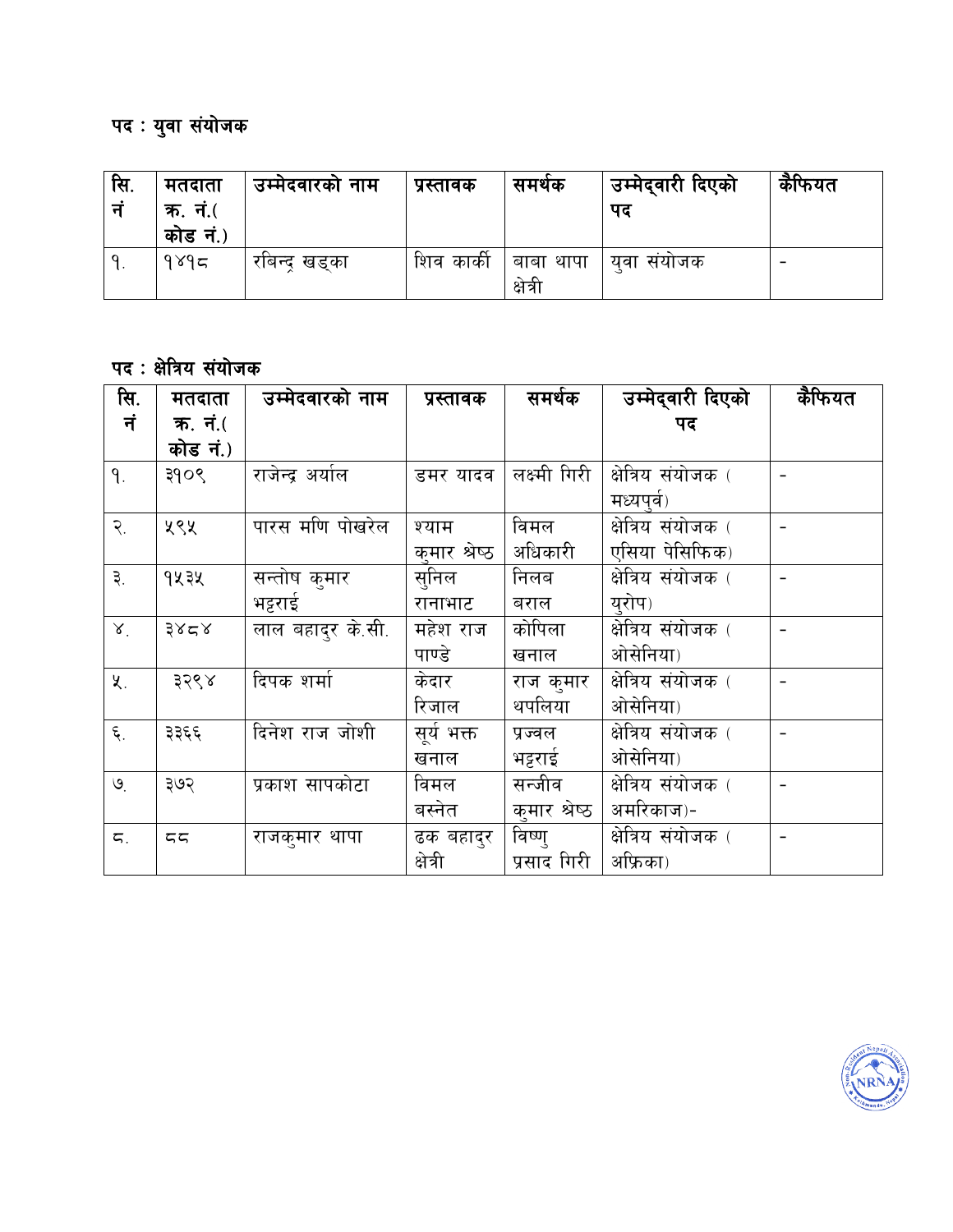**पद : युवा संयोजक**

| सि. नं | मतदाता क्र. नं.( कोड नं.) | उम्मेदवारको नाम | प्रस्तावक | समर्थक | उम्मेद्वारी दिएको पद | कैफियत |
|---|---|---|---|---|---|---|
| १. | १४१८ | रबिन्द्र खड्का | शिव कार्की | बाबा थापा क्षेत्री | युवा संयोजक | - |

**पद : क्षेत्रिय संयोजक**

| सि. नं | मतदाता क्र. नं.( कोड नं.) | उम्मेदवारको नाम | प्रस्तावक | समर्थक | उम्मेद्वारी दिएको पद | कैफियत |
|---|---|---|---|---|---|---|
| १. | ३१०९ | राजेन्द्र अर्याल | डमर यादव | लक्ष्मी गिरी | क्षेत्रिय संयोजक ( मध्यपुर्व) | - |
| २. | ५९५ | पारस मणि पोखरेल | श्याम कुमार श्रेष्ठ | विमल अधिकारी | क्षेत्रिय संयोजक ( एसिया पेसिफिक) | - |
| ३. | १५३५ | सन्तोष कुमार भट्टराई | सुनिल रानाभाट | निलब बराल | क्षेत्रिय संयोजक ( युरोप) | - |
| ४. | ३४८४ | लाल बहादुर के.सी. | महेश राज पाण्डे | कोपिला खनाल | क्षेत्रिय संयोजक ( ओसेनिया) | - |
| ५. | ३२९४ | दिपक शर्मा | केदार रिजाल | राज कुमार थपलिया | क्षेत्रिय संयोजक ( ओसेनिया) | - |
| ६. | ३३६६ | दिनेश राज जोशी | सूर्य भक्त खनाल | प्रज्वल भट्टराई | क्षेत्रिय संयोजक ( ओसेनिया) | - |
| ७. | ३७२ | प्रकाश सापकोटा | विमल बस्नेत | सन्जीव कुमार श्रेष्ठ | क्षेत्रिय संयोजक ( अमरिकाज)- | - |
| ८. | ८८ | राजकुमार थापा | ढक बहादुर क्षेत्री | विष्णु प्रसाद गिरी | क्षेत्रिय संयोजक ( अफ्रिका) | - |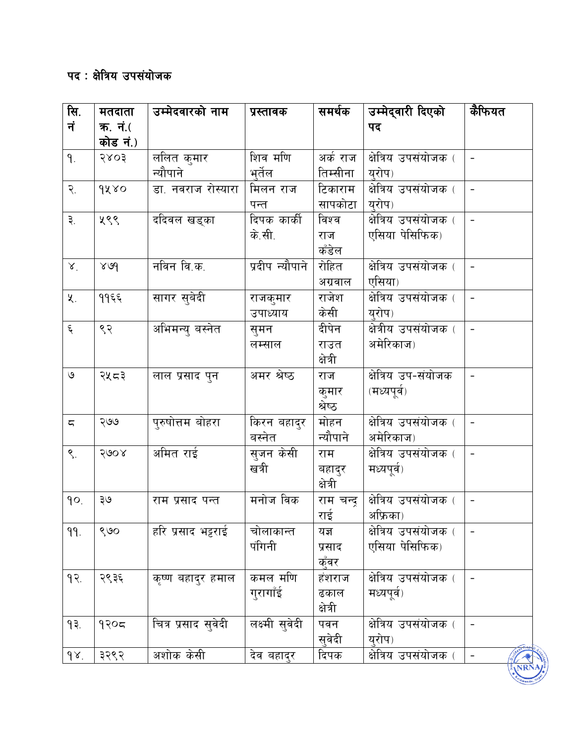**पद : क्षेत्रिय उपसंयोजक**

| सि. नं | मतदाता क्र. नं.( कोड नं.) | उम्मेदवारको नाम | प्रस्तावक | समर्थक | उम्मेद्वारी दिएको पद | कैफियत |
|---|---|---|---|---|---|---|
| १. | २४०३ | ललित कुमार न्यौपाने | शिव मणि भुर्तेल | अर्क राज तिम्सीना | क्षेत्रिय उपसंयोजक ( युरोप) | - |
| २. | १५४० | डा. नवराज रोस्यारा | मिलन राज पन्त | टिकाराम सापकोटा | क्षेत्रिय उपसंयोजक ( युरोप) | - |
| ३. | ५९९ | ददिवल खड्का | दिपक कार्की के.सी. | विश्व राज कँडेल | क्षेत्रिय उपसंयोजक ( एसिया पेसिफिक) | - |
| ४. | ४७१ | नविन वि.क. | प्रदीप न्यौपाने | रोहित अग्रवाल | क्षेत्रिय उपसंयोजक ( एसिया) | - |
| ५. | ११६६ | सागर सुबेदी | राजकुमार उपाध्याय | राजेश केसी | क्षेत्रिय उपसंयोजक ( युरोप) | - |
| ६ | ९२ | अभिमन्यु बस्नेत | सुमन लम्साल | दीपेन राउत क्षेत्री | क्षेत्रीय उपसंयोजक ( अमेरिकाज) | - |
| ७ | २५८३ | लाल प्रसाद पुन | अमर श्रेष्ठ | राज कुमार श्रेष्ठ | क्षेत्रिय उप-संयोजक (मध्यपूर्व) | - |
| ८ | २७७ | पुरुषोत्तम बोहरा | किरन बहादुर बस्नेत | मोहन न्यौपाने | क्षेत्रिय उपसंयोजक ( अमेरिकाज) | - |
| ९. | २७०४ | अमित राई | सुजन केसी खत्री | राम बहादुर क्षेत्री | क्षेत्रिय उपसंयोजक ( मध्यपूर्व) | - |
| १०. | ३७ | राम प्रसाद पन्त | मनोज विक | राम चन्द्र राई | क्षेत्रिय उपसंयोजक ( अफ्रिका) | - |
| ११. | ९७० | हरि प्रसाद भट्टराई | चोलाकान्त पंगिनी | यज्ञ प्रसाद कुँवर | क्षेत्रिय उपसंयोजक ( एसिया पेसिफिक) | - |
| १२. | २९३६ | कृष्ण बहादुर हमाल | कमल मणि गुरागाँई | हंशराज ढकाल क्षेत्री | क्षेत्रिय उपसंयोजक ( मध्यपूर्व) | - |
| १३. | १२०८ | चित्र प्रसाद सुवेदी | लक्ष्मी सुवेदी | पवन सुवेदी | क्षेत्रिय उपसंयोजक ( युरोप) | - |
| १४. | ३२९२ | अशोक केसी | देव बहादुर | दिपक | क्षेत्रिय उपसंयोजक ( | - |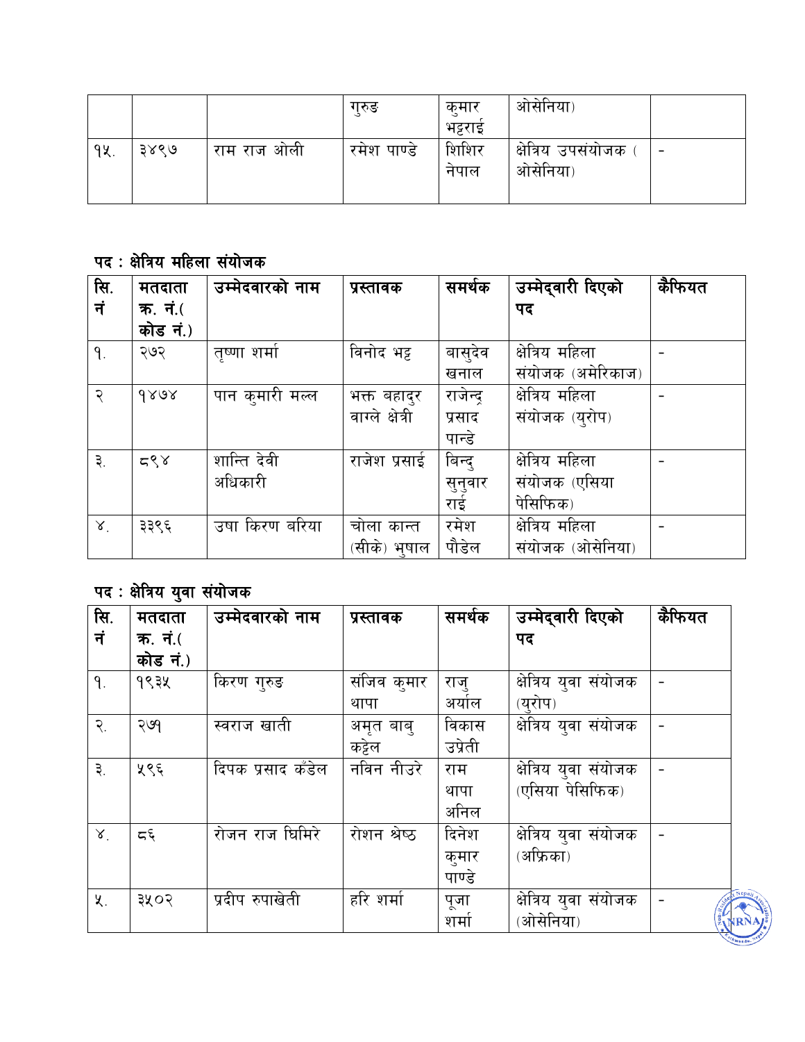| | | | | | | |
|---|---|---|---|---|---|---|
| | | | गुरुङ | कुमार भट्टराई | ओसेनिया) | |
| १५. | ३४९७ | राम राज ओली | रमेश पाण्डे | शिशिर नेपाल | क्षेत्रिय उपसंयोजक ( ओसेनिया) | - |

## पद : क्षेत्रिय महिला संयोजक

| सि. नं | मतदाता क्र. नं.( कोड नं.) | उम्मेदवारको नाम | प्रस्तावक | समर्थक | उम्मेद्वारी दिएको पद | कैफियत |
|---|---|---|---|---|---|---|
| १. | २७२ | तृष्णा शर्मा | विनोद भट्ट | बासुदेव खनाल | क्षेत्रिय महिला संयोजक (अमेरिकाज) | - |
| २ | १४७४ | पान कुमारी मल्ल | भक्त बहादुर वाग्ले क्षेत्री | राजेन्द्र प्रसाद पान्डे | क्षेत्रिय महिला संयोजक (युरोप) | - |
| ३. | ८९४ | शान्ति देवी अधिकारी | राजेश प्रसाई | बिन्दु सुनुवार राई | क्षेत्रिय महिला संयोजक (एसिया पेसिफिक) | - |
| ४. | ३३९६ | उषा किरण बरिया | चोला कान्त (सीके) भुषाल | रमेश पौडेल | क्षेत्रिय महिला संयोजक (ओसेनिया) | - |

## पद : क्षेत्रिय युवा संयोजक

| सि. नं | मतदाता क्र. नं.( कोड नं.) | उम्मेदवारको नाम | प्रस्तावक | समर्थक | उम्मेद्वारी दिएको पद | कैफियत |
|---|---|---|---|---|---|---|
| १. | १९३५ | किरण गुरुङ | संजिव कुमार थापा | राजु अर्याल | क्षेत्रिय युवा संयोजक (युरोप) | - |
| २. | २७१ | स्वराज खाती | अमृत बाबु कट्टेल | विकास उप्रेती | क्षेत्रिय युवा संयोजक | - |
| ३. | ५९६ | दिपक प्रसाद कँडेल | नविन नीउरे | राम थापा अनिल | क्षेत्रिय युवा संयोजक (एसिया पेसिफिक) | - |
| ४. | ८६ | रोजन राज घिमिरे | रोशन श्रेष्ठ | दिनेश कुमार पाण्डे | क्षेत्रिय युवा संयोजक (अफ्रिका) | - |
| ५. | ३५०२ | प्रदीप रुपाखेती | हरि शर्मा | पूजा शर्मा | क्षेत्रिय युवा संयोजक (ओसेनिया) | - |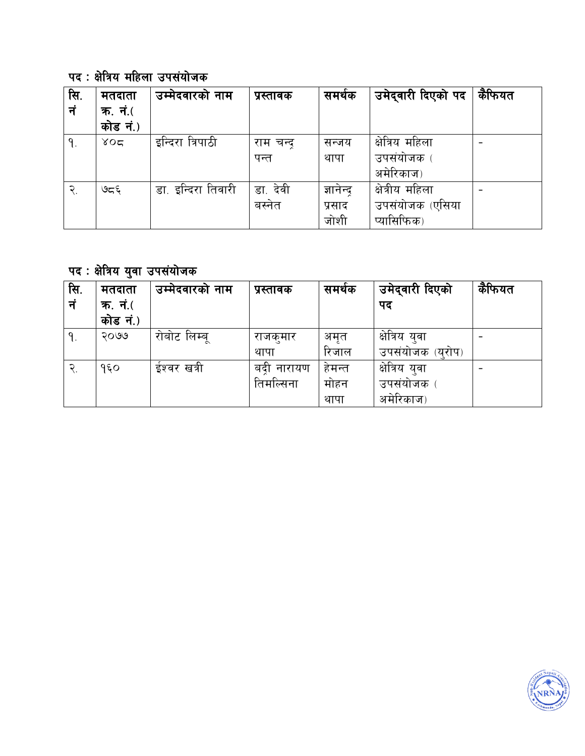**पद : क्षेत्रिय महिला उपसंयोजक**

| सि. नं | मतदाता क्र. नं.( कोड नं.) | उम्मेदवारको नाम | प्रस्तावक | समर्थक | उमेद्वारी दिएको पद | कैफियत |
|---|---|---|---|---|---|---|
| १. | ४०८ | इन्दिरा त्रिपाठी | राम चन्द्र पन्त | सन्जय थापा | क्षेत्रिय महिला उपसंयोजक ( अमेरिकाज) | - |
| २. | ७८६ | डा. इन्दिरा तिवारी | डा. देवी बस्नेत | ज्ञानेन्द्र प्रसाद जोशी | क्षेत्रीय महिला उपसंयोजक (एसिया प्यासिफिक) | - |

**पद : क्षेत्रिय युवा उपसंयोजक**

| सि. नं | मतदाता क्र. नं.( कोड नं.) | उम्मेदवारको नाम | प्रस्तावक | समर्थक | उमेद्वारी दिएको पद | कैफियत |
|---|---|---|---|---|---|---|
| १. | २०७७ | रोबोट लिम्बू | राजकुमार थापा | अमृत रिजाल | क्षेत्रिय युवा उपसंयोजक (युरोप) | - |
| २. | १६० | ईश्वर खत्री | बद्री नारायण तिमल्सिना | हेमन्त मोहन थापा | क्षेत्रिय युवा उपसंयोजक ( अमेरिकाज) | - |